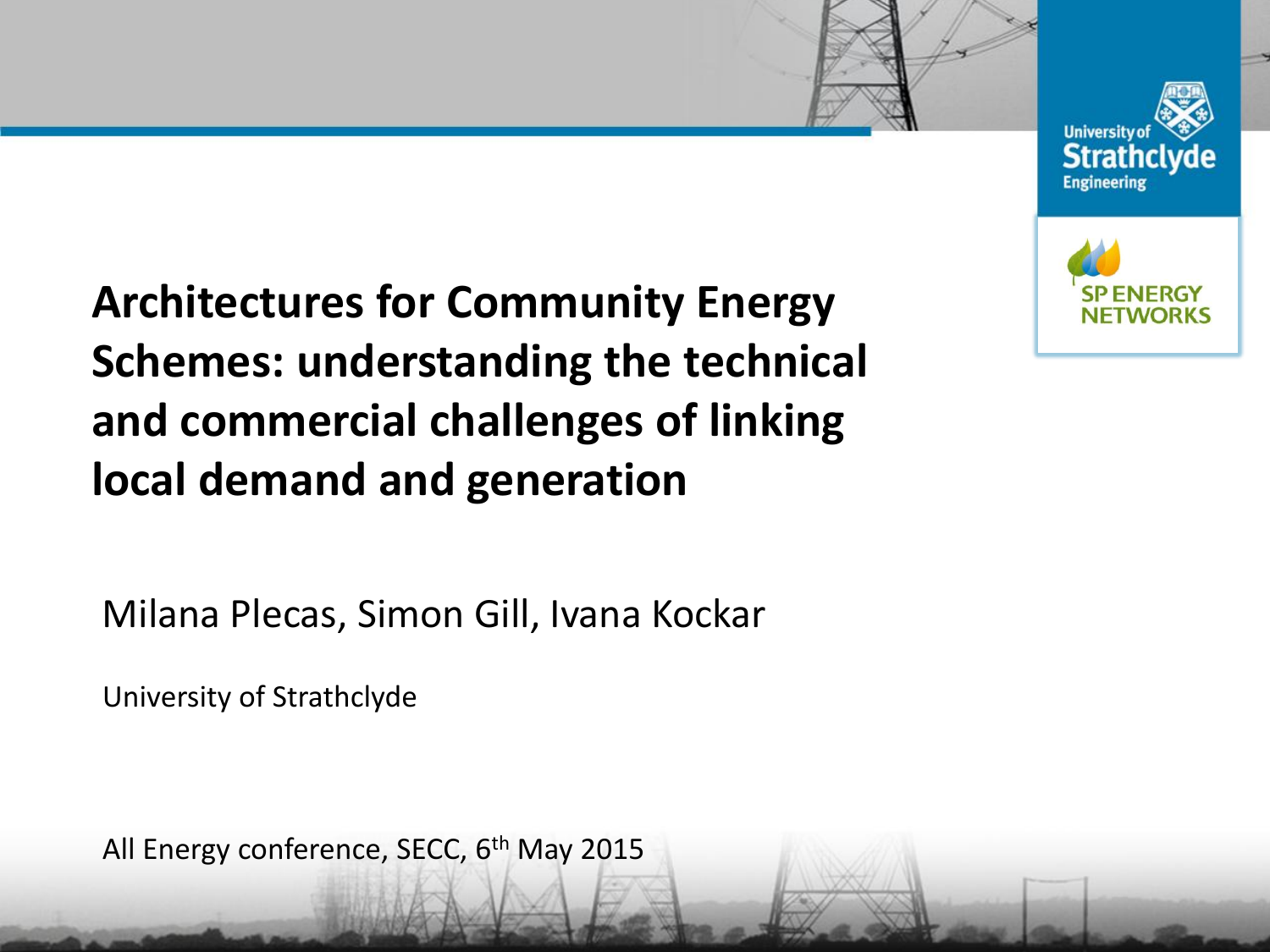University of Strathclyde Engineering

SP ENERGY NETWORKS

# Architectures for Community Energy Schemes: understanding the technical and commercial challenges of linking local demand and generation

Milana Plecas, Simon Gill, Ivana Kockar

University of Strathclyde

All Energy conference, SECC, 6th May 2015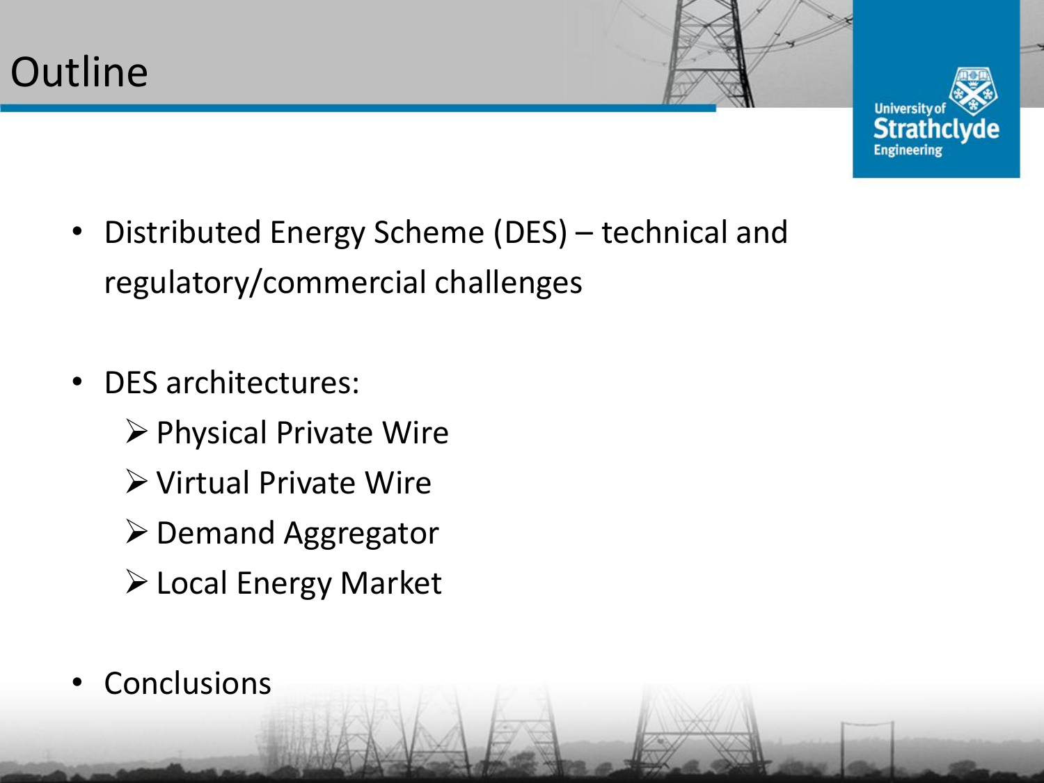# Outline

- Distributed Energy Scheme (DES) – technical and regulatory/commercial challenges

- DES architectures:
  - Physical Private Wire
  - Virtual Private Wire
  - Demand Aggregator
  - Local Energy Market

- Conclusions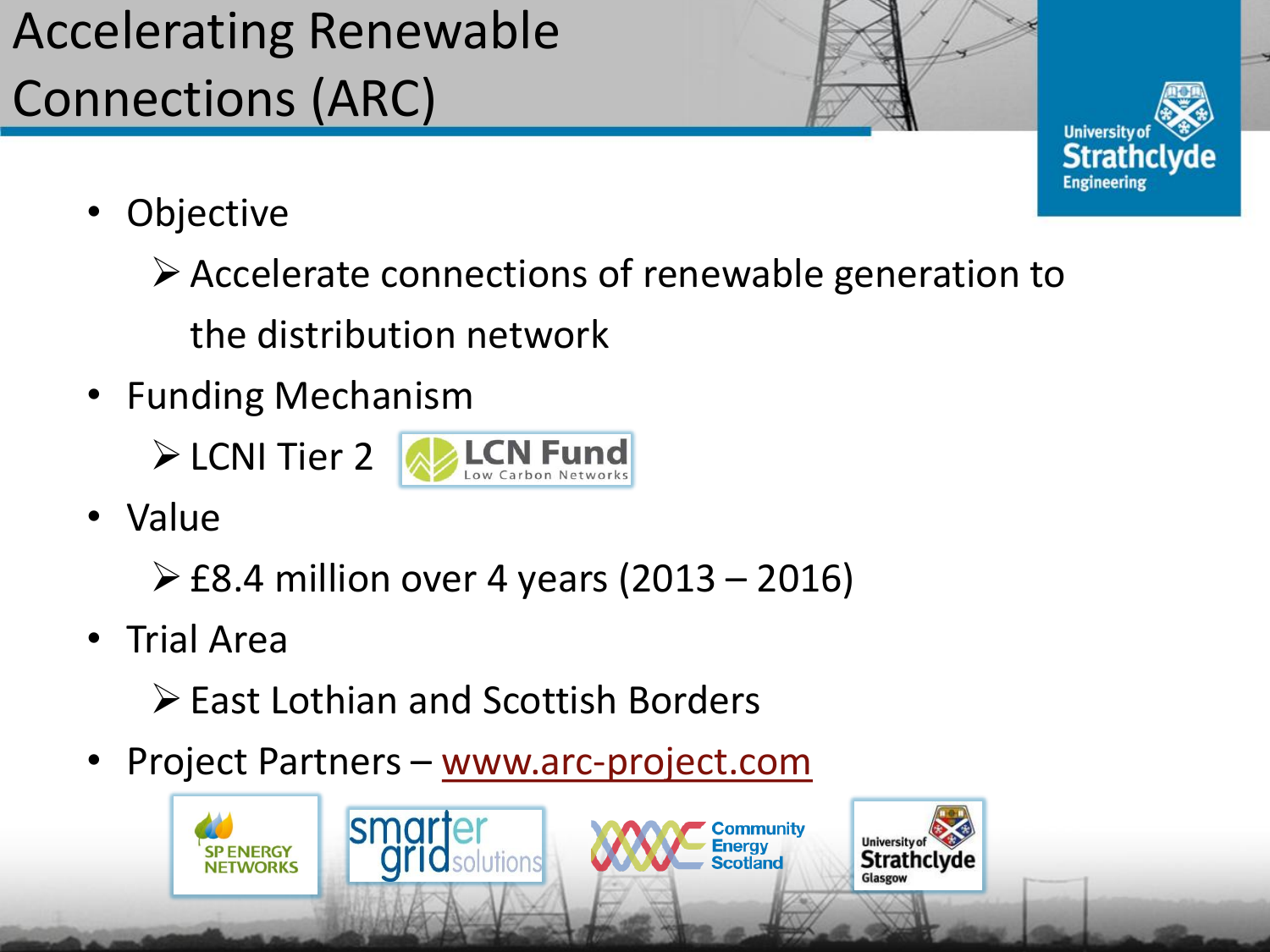# Accelerating Renewable Connections (ARC)

- Objective
  - Accelerate connections of renewable generation to the distribution network
- Funding Mechanism
  - LCNI Tier 2
- Value
  - £8.4 million over 4 years (2013 – 2016)
- Trial Area
  - East Lothian and Scottish Borders
- Project Partners – www.arc-project.com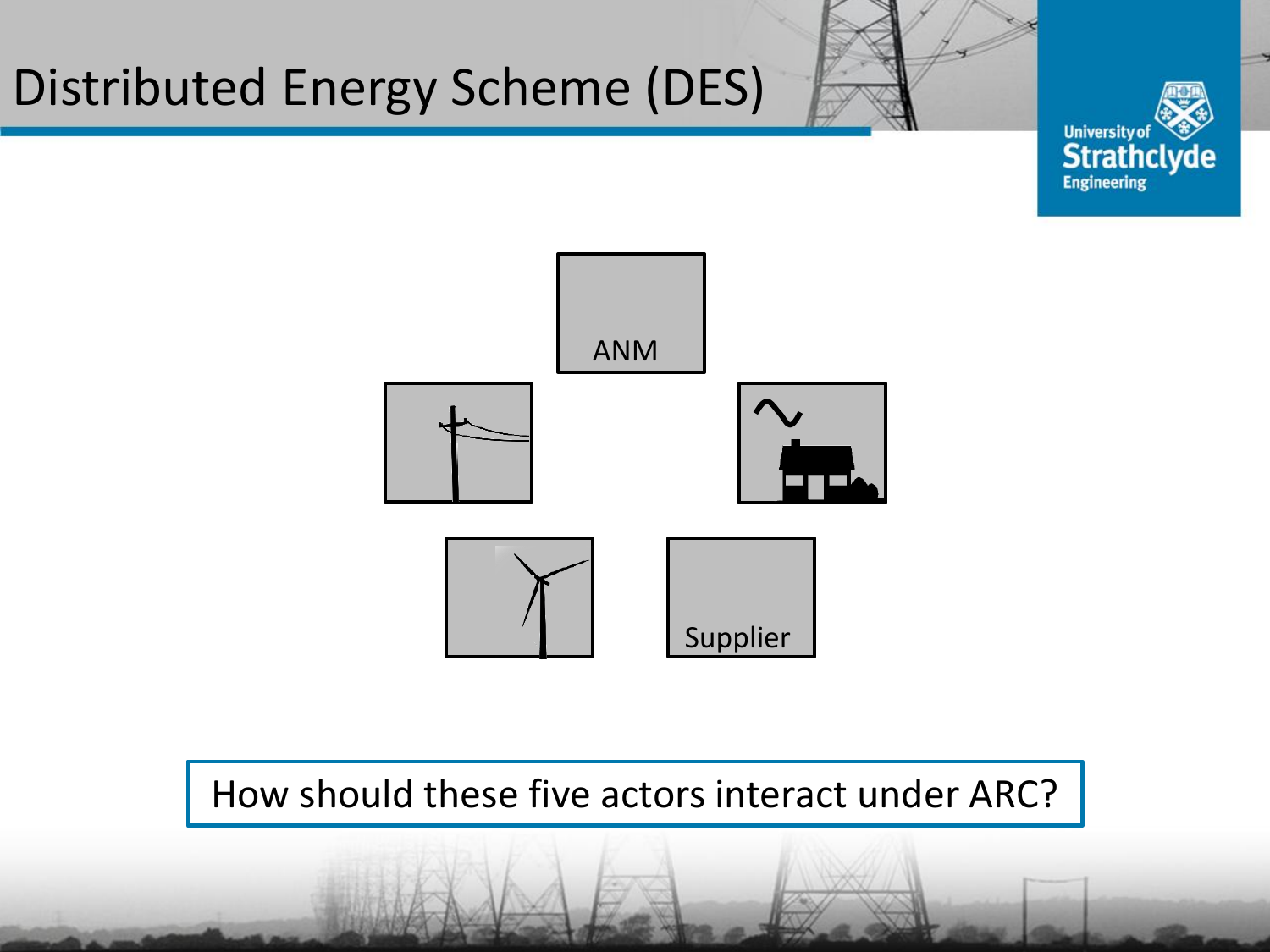# Distributed Energy Scheme (DES)

ANM

Supplier

How should these five actors interact under ARC?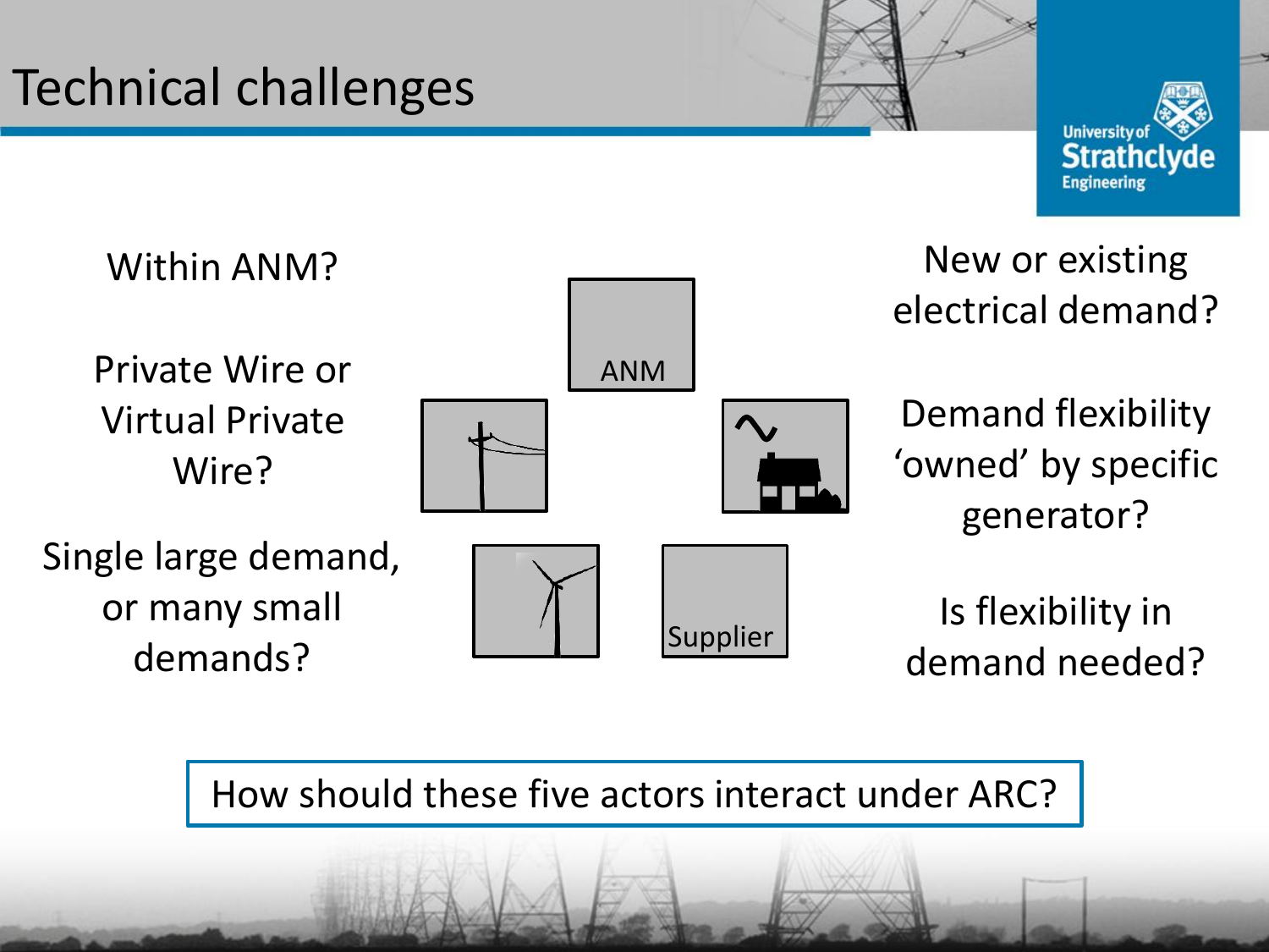# Technical challenges

Within ANM?

Private Wire or Virtual Private Wire?

Single large demand, or many small demands?

ANM

Supplier

New or existing electrical demand?

Demand flexibility 'owned' by specific generator?

Is flexibility in demand needed?

How should these five actors interact under ARC?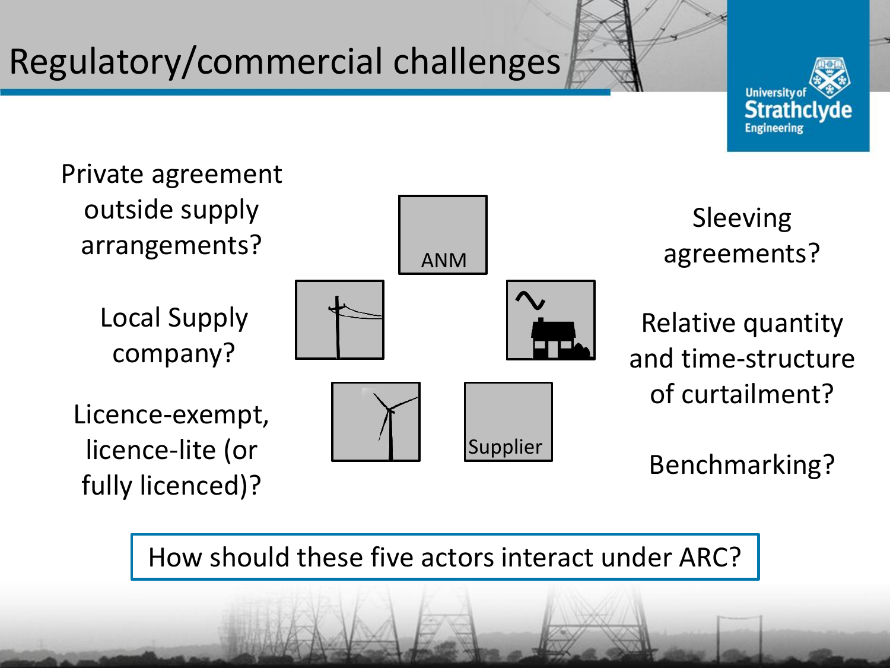# Regulatory/commercial challenges

Private agreement outside supply arrangements?

Local Supply company?

Licence-exempt, licence-lite (or fully licenced)?

ANM

Supplier

Sleeving agreements?

Relative quantity and time-structure of curtailment?

Benchmarking?

How should these five actors interact under ARC?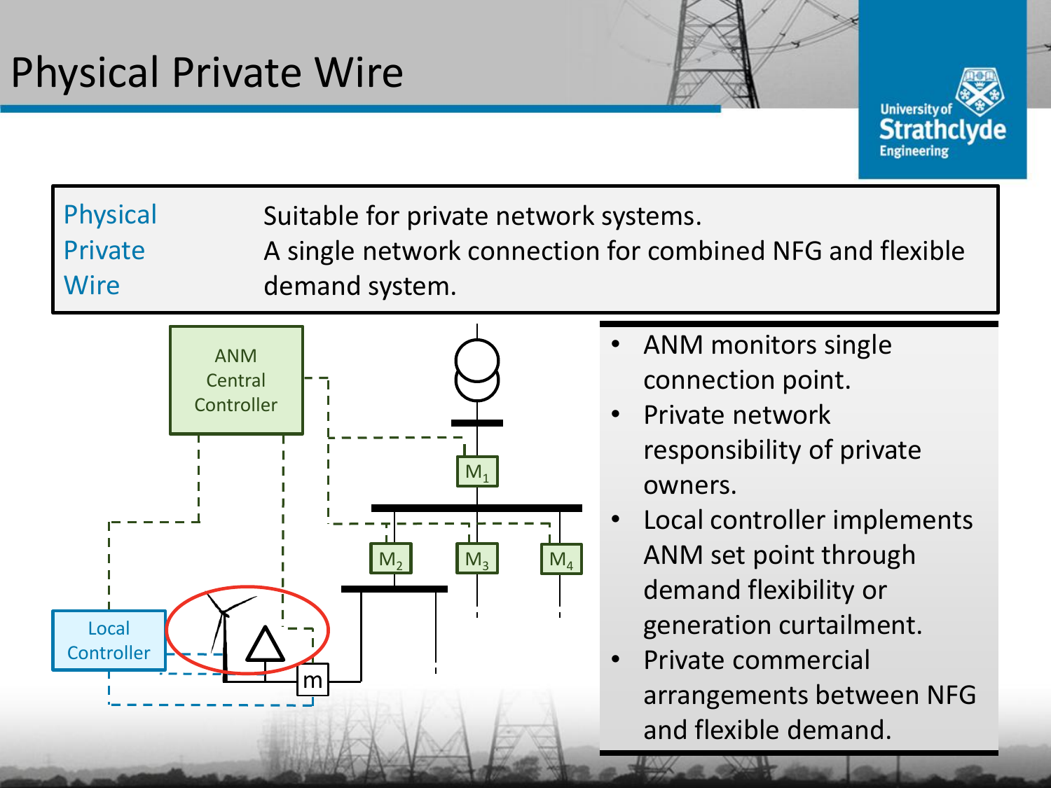# Physical Private Wire

| | |
|---|---|
| Physical Private Wire | Suitable for private network systems. A single network connection for combined NFG and flexible demand system. |

ANM Central Controller

Local Controller

$M_1$ $M_2$ $M_3$ $M_4$ m

- ANM monitors single connection point.
- Private network responsibility of private owners.
- Local controller implements ANM set point through demand flexibility or generation curtailment.
- Private commercial arrangements between NFG and flexible demand.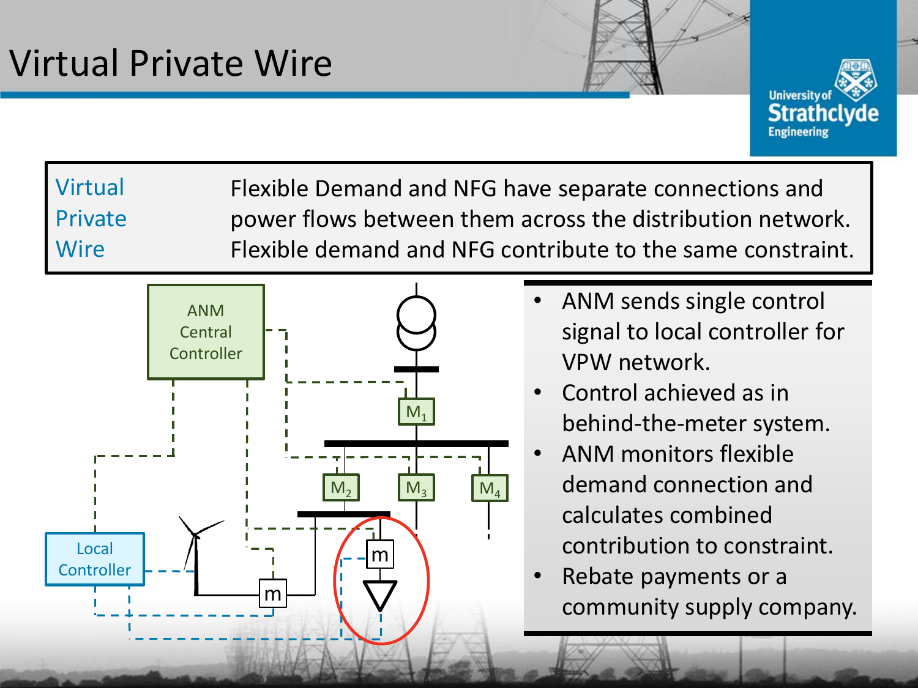# Virtual Private Wire

| | |
|---|---|
| Virtual Private Wire | Flexible Demand and NFG have separate connections and power flows between them across the distribution network. Flexible demand and NFG contribute to the same constraint. |

- ANM sends single control signal to local controller for VPW network.
- Control achieved as in behind-the-meter system.
- ANM monitors flexible demand connection and calculates combined contribution to constraint.
- Rebate payments or a community supply company.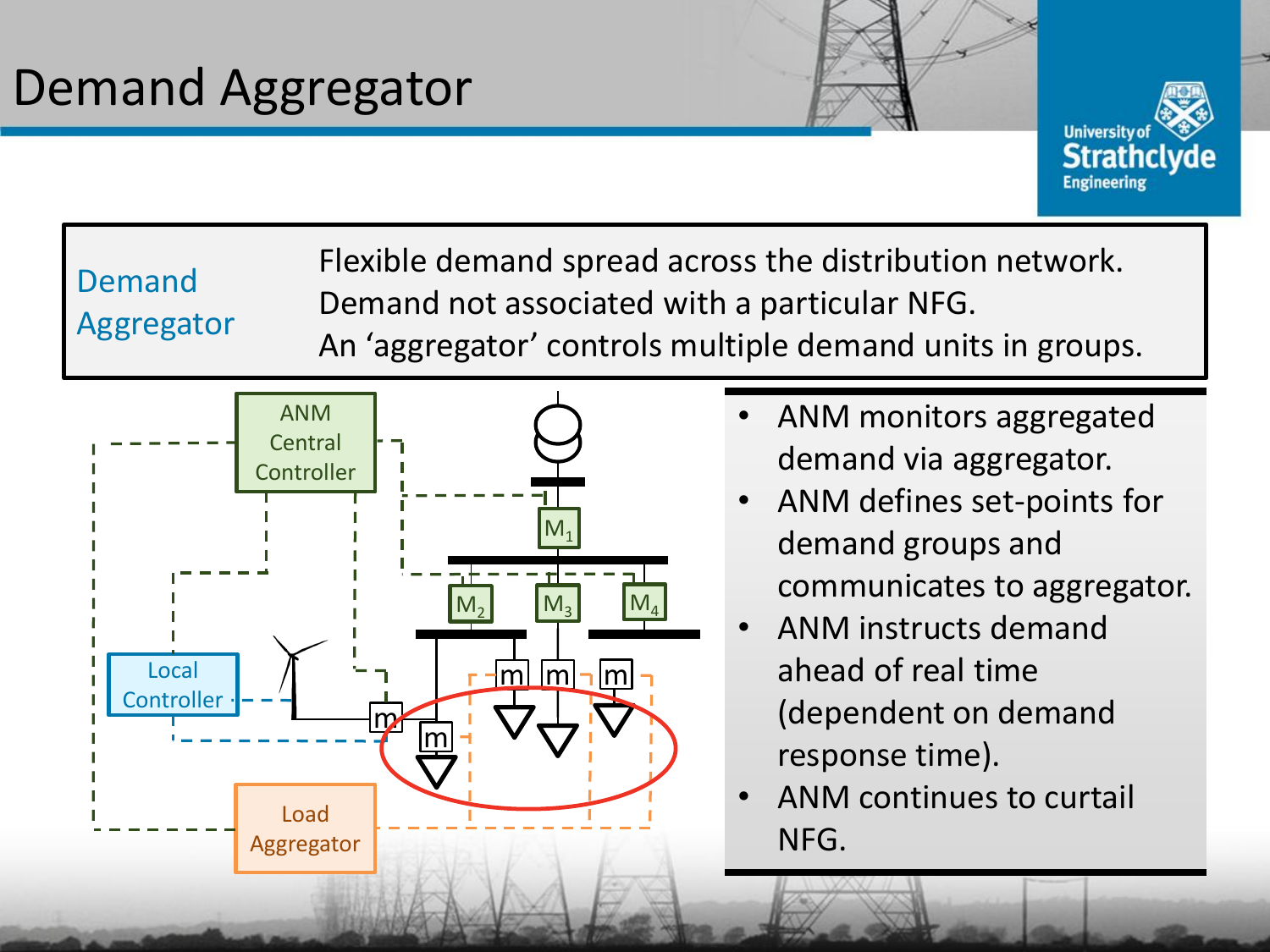# Demand Aggregator

| Demand Aggregator | Flexible demand spread across the distribution network. Demand not associated with a particular NFG. An 'aggregator' controls multiple demand units in groups. |
|---|---|

- ANM monitors aggregated demand via aggregator.
- ANM defines set-points for demand groups and communicates to aggregator.
- ANM instructs demand ahead of real time (dependent on demand response time).
- ANM continues to curtail NFG.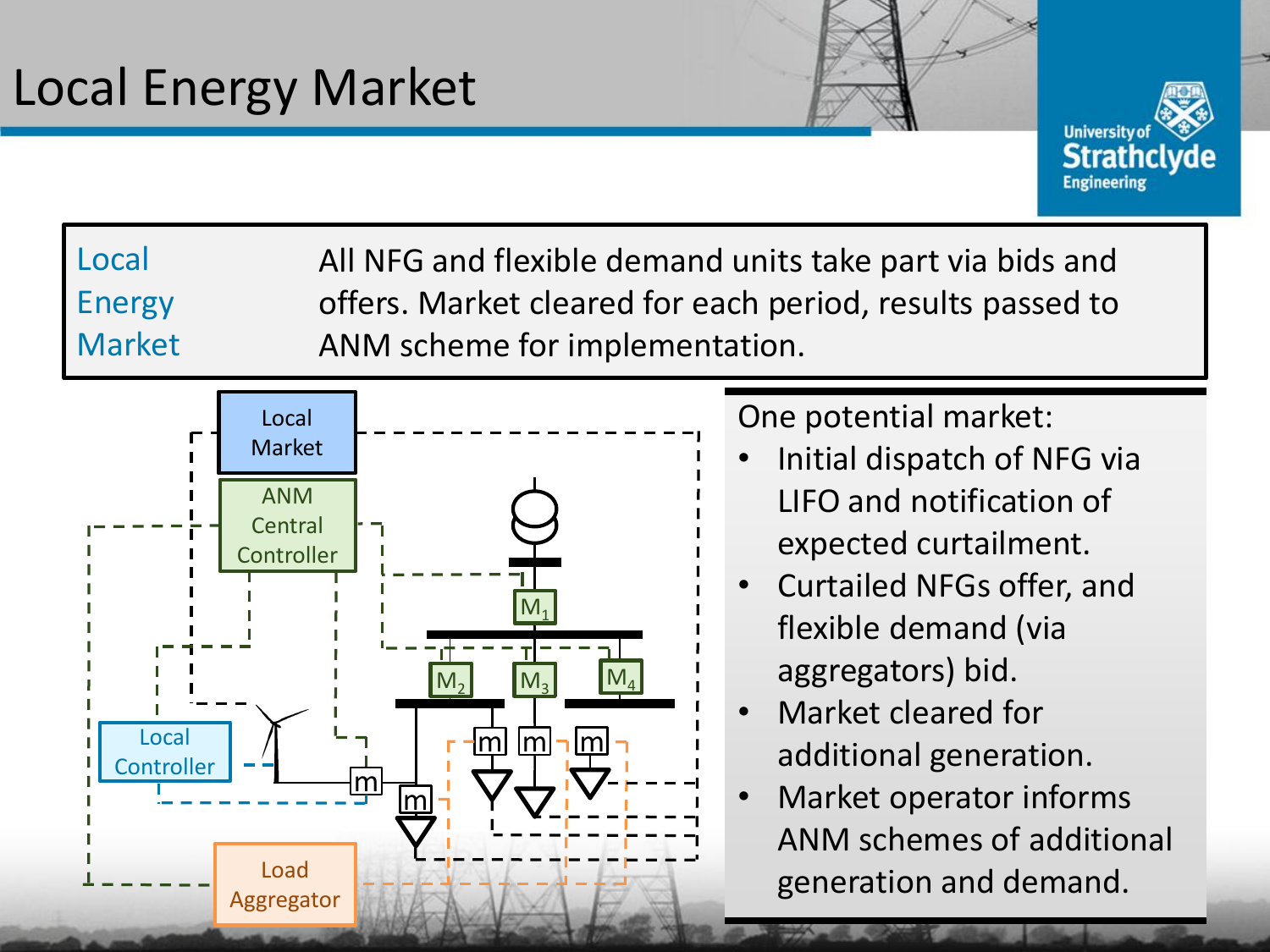# Local Energy Market

| | |
|---|---|
| Local Energy Market | All NFG and flexible demand units take part via bids and offers. Market cleared for each period, results passed to ANM scheme for implementation. |

One potential market:

- Initial dispatch of NFG via LIFO and notification of expected curtailment.
- Curtailed NFGs offer, and flexible demand (via aggregators) bid.
- Market cleared for additional generation.
- Market operator informs ANM schemes of additional generation and demand.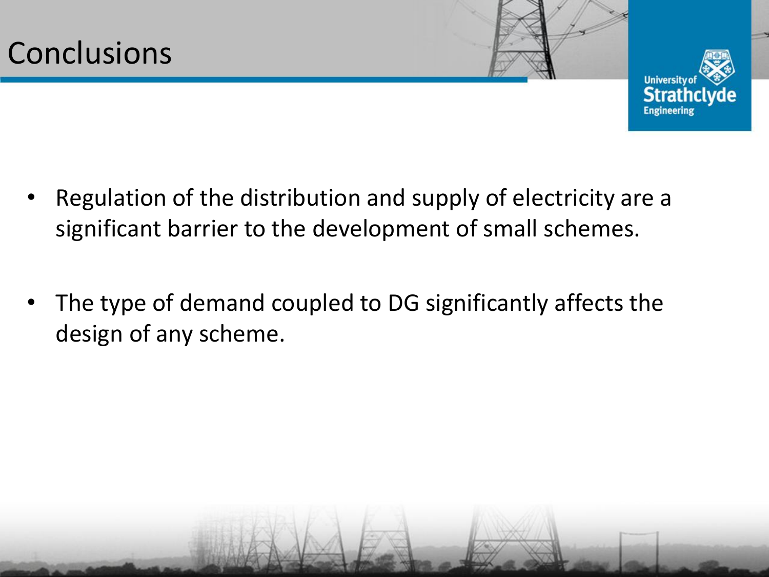# Conclusions

- Regulation of the distribution and supply of electricity are a significant barrier to the development of small schemes.
- The type of demand coupled to DG significantly affects the design of any scheme.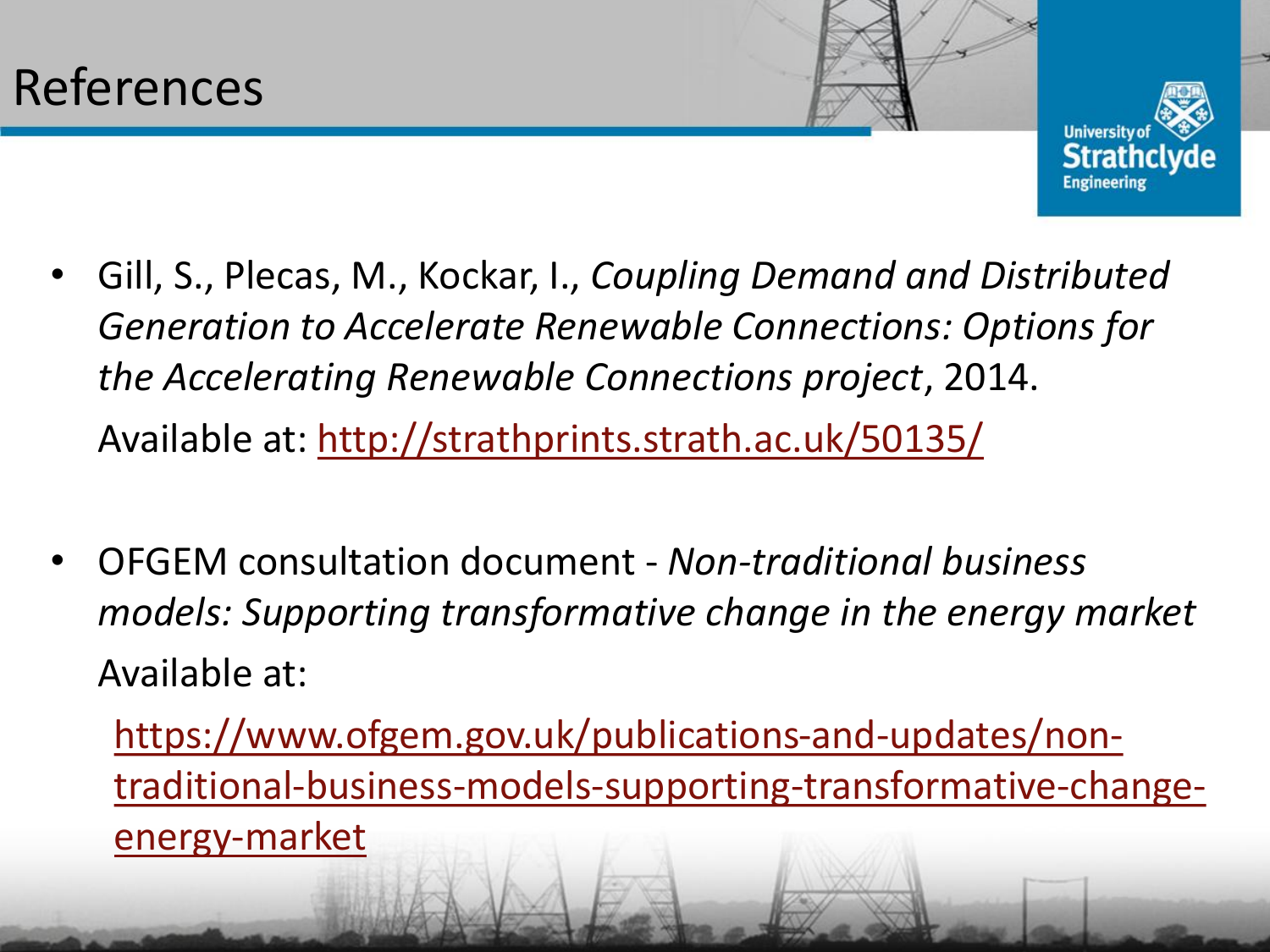# References

- Gill, S., Plecas, M., Kockar, I., *Coupling Demand and Distributed Generation to Accelerate Renewable Connections: Options for the Accelerating Renewable Connections project*, 2014.

  Available at: http://strathprints.strath.ac.uk/50135/

- OFGEM consultation document - *Non-traditional business models: Supporting transformative change in the energy market*

  Available at:

  https://www.ofgem.gov.uk/publications-and-updates/non-traditional-business-models-supporting-transformative-change-energy-market